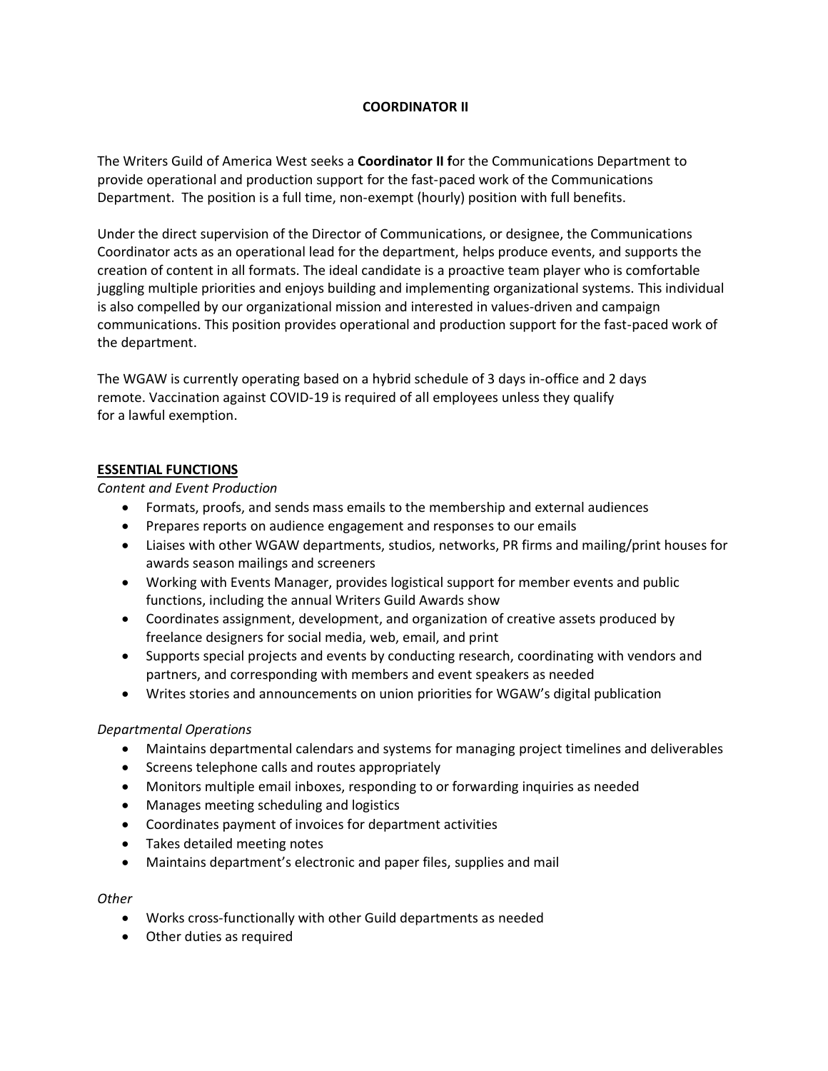# COORDINATOR II

The Writers Guild of America West seeks a **Coordinator II f**or the Communications Department to provide operational and production support for the fast-paced work of the Communications Department. The position is a full time, non-exempt (hourly) position with full benefits.

Under the direct supervision of the Director of Communications, or designee, the Communications Coordinator acts as an operational lead for the department, helps produce events, and supports the creation of content in all formats. The ideal candidate is a proactive team player who is comfortable juggling multiple priorities and enjoys building and implementing organizational systems. This individual is also compelled by our organizational mission and interested in values-driven and campaign communications. This position provides operational and production support for the fast-paced work of the department.

The WGAW is currently operating based on a hybrid schedule of 3 days in-office and 2 days remote. Vaccination against COVID-19 is required of all employees unless they qualify for a lawful exemption.

## ESSENTIAL FUNCTIONS

*Content and Event Production*

- Formats, proofs, and sends mass emails to the membership and external audiences
- Prepares reports on audience engagement and responses to our emails
- Liaises with other WGAW departments, studios, networks, PR firms and mailing/print houses for awards season mailings and screeners
- Working with Events Manager, provides logistical support for member events and public functions, including the annual Writers Guild Awards show
- Coordinates assignment, development, and organization of creative assets produced by freelance designers for social media, web, email, and print
- Supports special projects and events by conducting research, coordinating with vendors and partners, and corresponding with members and event speakers as needed
- Writes stories and announcements on union priorities for WGAW's digital publication

*Departmental Operations*

- Maintains departmental calendars and systems for managing project timelines and deliverables
- Screens telephone calls and routes appropriately
- Monitors multiple email inboxes, responding to or forwarding inquiries as needed
- Manages meeting scheduling and logistics
- Coordinates payment of invoices for department activities
- Takes detailed meeting notes
- Maintains department's electronic and paper files, supplies and mail

*Other*

- Works cross-functionally with other Guild departments as needed
- Other duties as required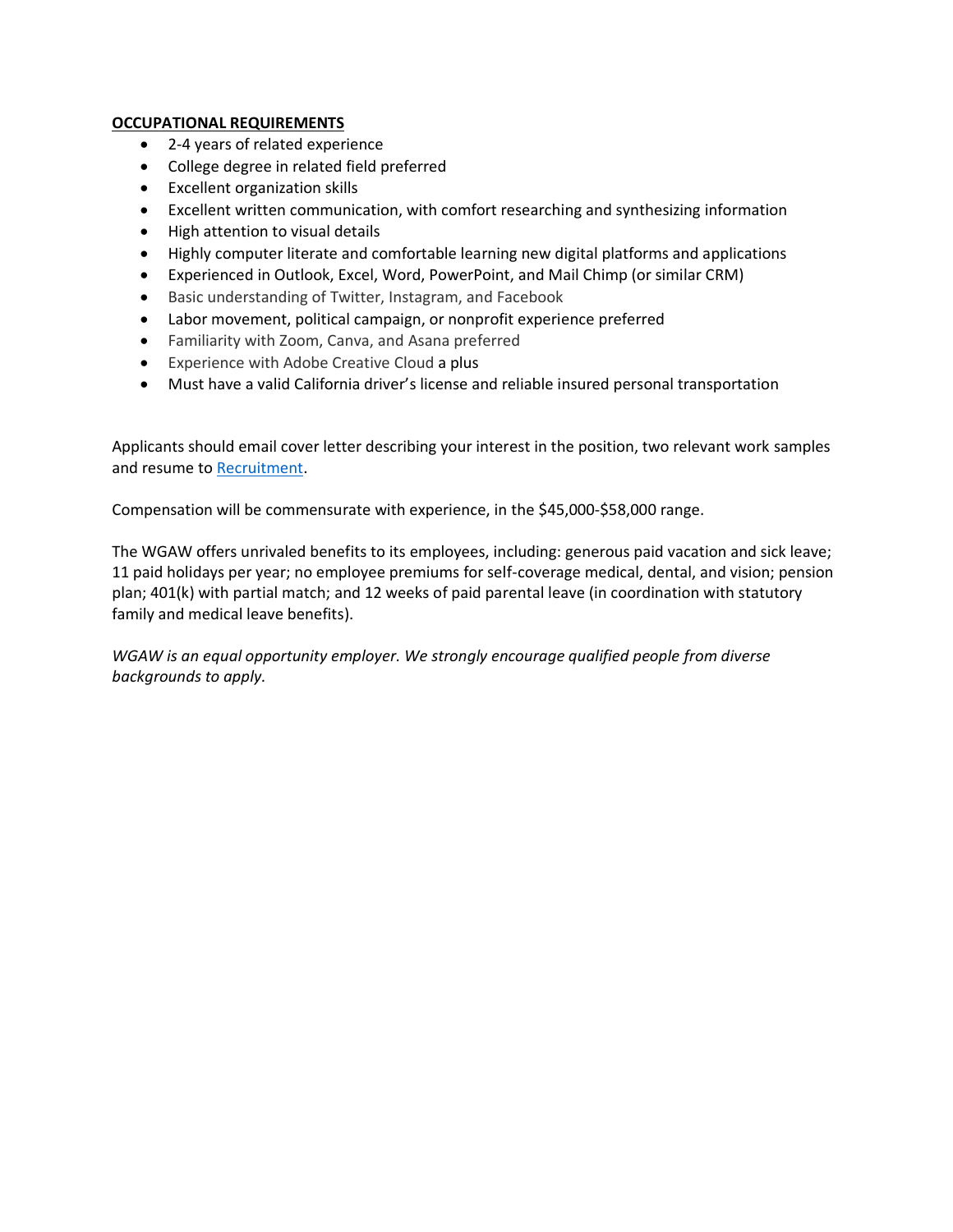**OCCUPATIONAL REQUIREMENTS**

- 2-4 years of related experience
- College degree in related field preferred
- Excellent organization skills
- Excellent written communication, with comfort researching and synthesizing information
- High attention to visual details
- Highly computer literate and comfortable learning new digital platforms and applications
- Experienced in Outlook, Excel, Word, PowerPoint, and Mail Chimp (or similar CRM)
- Basic understanding of Twitter, Instagram, and Facebook
- Labor movement, political campaign, or nonprofit experience preferred
- Familiarity with Zoom, Canva, and Asana preferred
- Experience with Adobe Creative Cloud a plus
- Must have a valid California driver's license and reliable insured personal transportation

Applicants should email cover letter describing your interest in the position, two relevant work samples and resume to Recruitment.

Compensation will be commensurate with experience, in the $45,000-$58,000 range.

The WGAW offers unrivaled benefits to its employees, including: generous paid vacation and sick leave; 11 paid holidays per year; no employee premiums for self-coverage medical, dental, and vision; pension plan; 401(k) with partial match; and 12 weeks of paid parental leave (in coordination with statutory family and medical leave benefits).

*WGAW is an equal opportunity employer. We strongly encourage qualified people from diverse backgrounds to apply.*